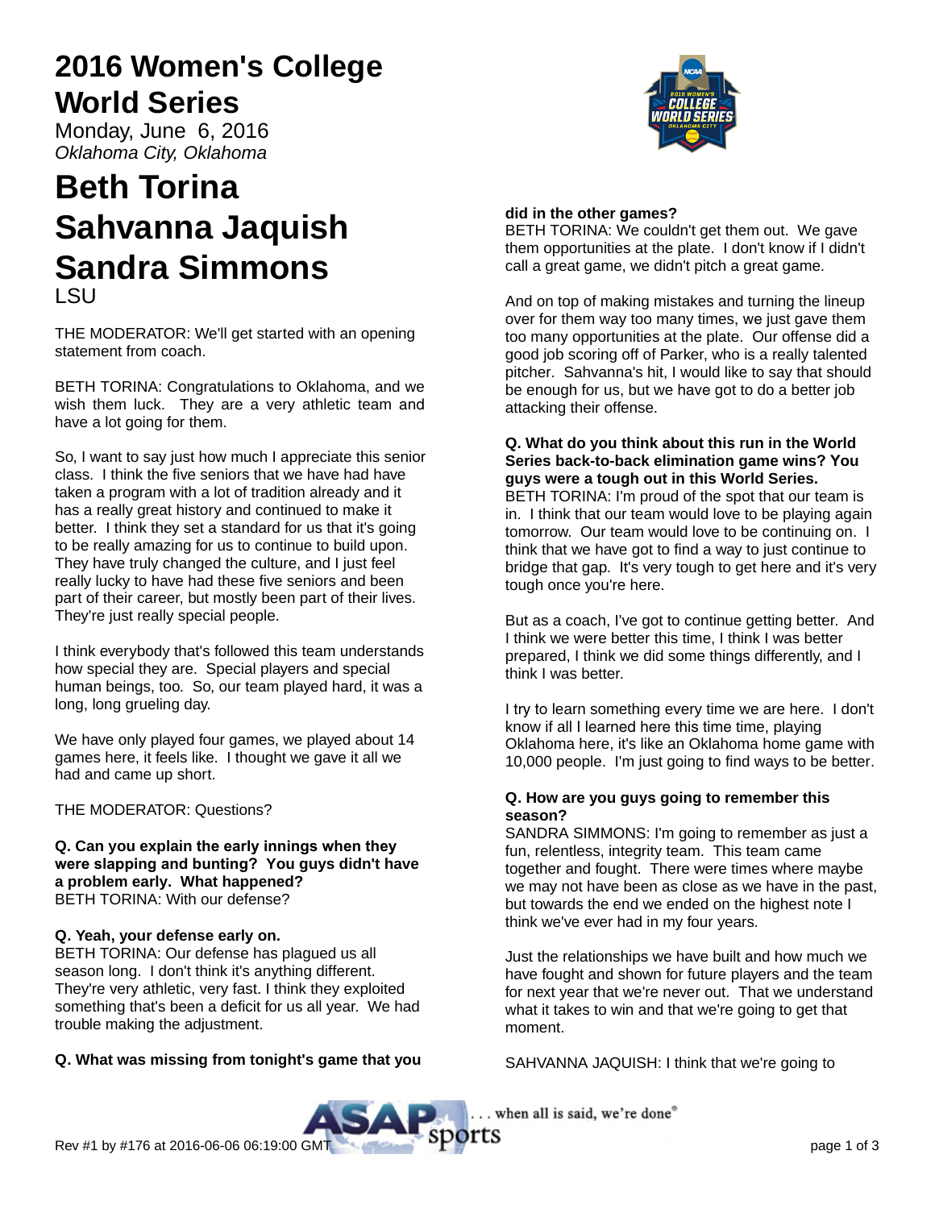# 2016 Women's College World Series

Monday, June 6, 2016

*Oklahoma City, Oklahoma*

# Beth Torina
# Sahvanna Jaquish
# Sandra Simmons

LSU

THE MODERATOR: We'll get started with an opening statement from coach.

BETH TORINA: Congratulations to Oklahoma, and we wish them luck. They are a very athletic team and have a lot going for them.

So, I want to say just how much I appreciate this senior class. I think the five seniors that we have had have taken a program with a lot of tradition already and it has a really great history and continued to make it better. I think they set a standard for us that it's going to be really amazing for us to continue to build upon. They have truly changed the culture, and I just feel really lucky to have had these five seniors and been part of their career, but mostly been part of their lives. They're just really special people.

I think everybody that's followed this team understands how special they are. Special players and special human beings, too. So, our team played hard, it was a long, long grueling day.

We have only played four games, we played about 14 games here, it feels like. I thought we gave it all we had and came up short.

THE MODERATOR: Questions?

**Q. Can you explain the early innings when they were slapping and bunting? You guys didn't have a problem early. What happened?**

BETH TORINA: With our defense?

**Q. Yeah, your defense early on.**

BETH TORINA: Our defense has plagued us all season long. I don't think it's anything different. They're very athletic, very fast. I think they exploited something that's been a deficit for us all year. We had trouble making the adjustment.

**Q. What was missing from tonight's game that you did in the other games?**

BETH TORINA: We couldn't get them out. We gave them opportunities at the plate. I don't know if I didn't call a great game, we didn't pitch a great game.

And on top of making mistakes and turning the lineup over for them way too many times, we just gave them too many opportunities at the plate. Our offense did a good job scoring off of Parker, who is a really talented pitcher. Sahvanna's hit, I would like to say that should be enough for us, but we have got to do a better job attacking their offense.

**Q. What do you think about this run in the World Series back-to-back elimination game wins? You guys were a tough out in this World Series.**

BETH TORINA: I'm proud of the spot that our team is in. I think that our team would love to be playing again tomorrow. Our team would love to be continuing on. I think that we have got to find a way to just continue to bridge that gap. It's very tough to get here and it's very tough once you're here.

But as a coach, I've got to continue getting better. And I think we were better this time, I think I was better prepared, I think we did some things differently, and I think I was better.

I try to learn something every time we are here. I don't know if all I learned here this time time, playing Oklahoma here, it's like an Oklahoma home game with 10,000 people. I'm just going to find ways to be better.

**Q. How are you guys going to remember this season?**

SANDRA SIMMONS: I'm going to remember as just a fun, relentless, integrity team. This team came together and fought. There were times where maybe we may not have been as close as we have in the past, but towards the end we ended on the highest note I think we've ever had in my four years.

Just the relationships we have built and how much we have fought and shown for future players and the team for next year that we're never out. That we understand what it takes to win and that we're going to get that moment.

SAHVANNA JAQUISH: I think that we're going to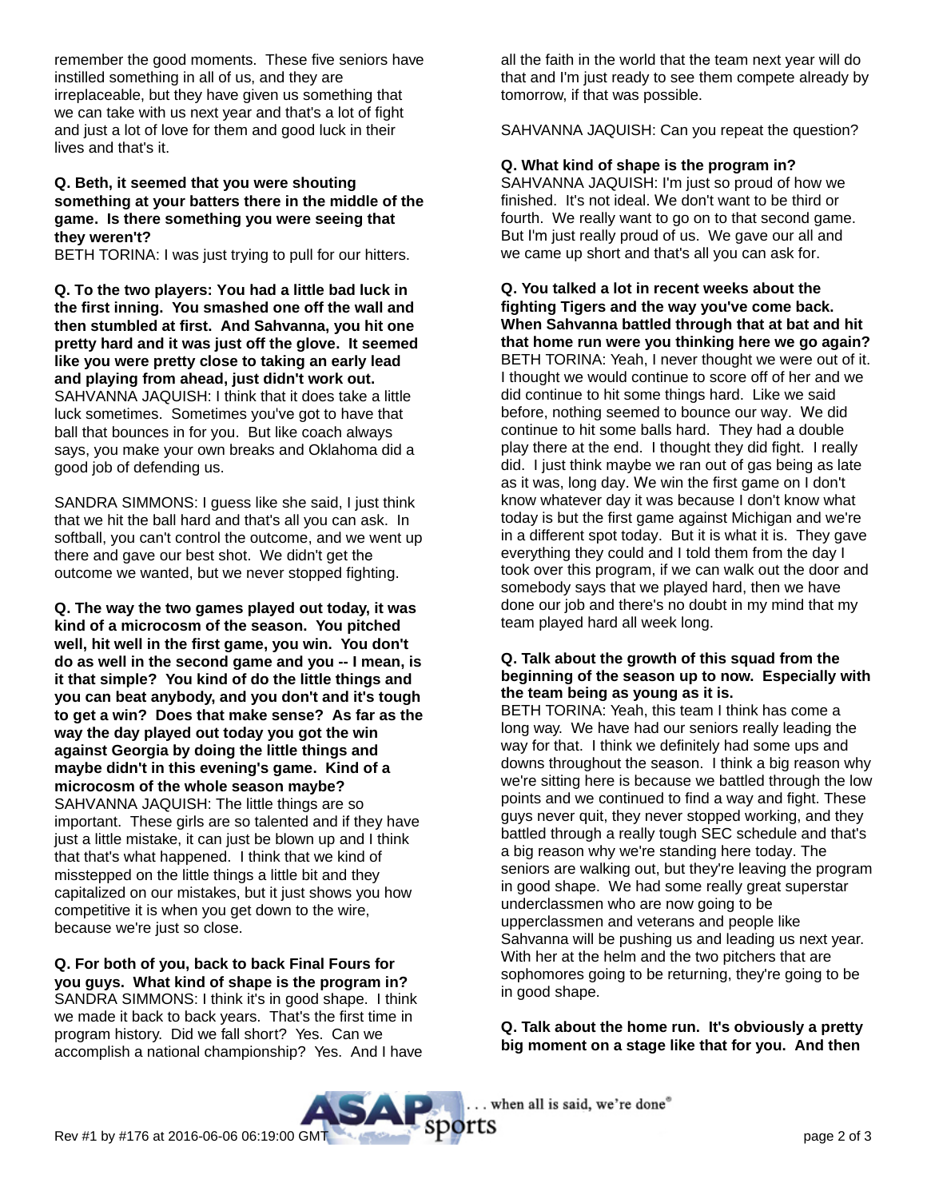remember the good moments. These five seniors have instilled something in all of us, and they are irreplaceable, but they have given us something that we can take with us next year and that's a lot of fight and just a lot of love for them and good luck in their lives and that's it.

**Q. Beth, it seemed that you were shouting something at your batters there in the middle of the game. Is there something you were seeing that they weren't?**
BETH TORINA: I was just trying to pull for our hitters.

**Q. To the two players: You had a little bad luck in the first inning. You smashed one off the wall and then stumbled at first. And Sahvanna, you hit one pretty hard and it was just off the glove. It seemed like you were pretty close to taking an early lead and playing from ahead, just didn't work out.**
SAHVANNA JAQUISH: I think that it does take a little luck sometimes. Sometimes you've got to have that ball that bounces in for you. But like coach always says, you make your own breaks and Oklahoma did a good job of defending us.

SANDRA SIMMONS: I guess like she said, I just think that we hit the ball hard and that's all you can ask. In softball, you can't control the outcome, and we went up there and gave our best shot. We didn't get the outcome we wanted, but we never stopped fighting.

**Q. The way the two games played out today, it was kind of a microcosm of the season. You pitched well, hit well in the first game, you win. You don't do as well in the second game and you -- I mean, is it that simple? You kind of do the little things and you can beat anybody, and you don't and it's tough to get a win? Does that make sense? As far as the way the day played out today you got the win against Georgia by doing the little things and maybe didn't in this evening's game. Kind of a microcosm of the whole season maybe?**
SAHVANNA JAQUISH: The little things are so important. These girls are so talented and if they have just a little mistake, it can just be blown up and I think that that's what happened. I think that we kind of misstepped on the little things a little bit and they capitalized on our mistakes, but it just shows you how competitive it is when you get down to the wire, because we're just so close.

**Q. For both of you, back to back Final Fours for you guys. What kind of shape is the program in?**
SANDRA SIMMONS: I think it's in good shape. I think we made it back to back years. That's the first time in program history. Did we fall short? Yes. Can we accomplish a national championship? Yes. And I have all the faith in the world that the team next year will do that and I'm just ready to see them compete already by tomorrow, if that was possible.

SAHVANNA JAQUISH: Can you repeat the question?

**Q. What kind of shape is the program in?**
SAHVANNA JAQUISH: I'm just so proud of how we finished. It's not ideal. We don't want to be third or fourth. We really want to go on to that second game. But I'm just really proud of us. We gave our all and we came up short and that's all you can ask for.

**Q. You talked a lot in recent weeks about the fighting Tigers and the way you've come back. When Sahvanna battled through that at bat and hit that home run were you thinking here we go again?**
BETH TORINA: Yeah, I never thought we were out of it. I thought we would continue to score off of her and we did continue to hit some things hard. Like we said before, nothing seemed to bounce our way. We did continue to hit some balls hard. They had a double play there at the end. I thought they did fight. I really did. I just think maybe we ran out of gas being as late as it was, long day. We win the first game on I don't know whatever day it was because I don't know what today is but the first game against Michigan and we're in a different spot today. But it is what it is. They gave everything they could and I told them from the day I took over this program, if we can walk out the door and somebody says that we played hard, then we have done our job and there's no doubt in my mind that my team played hard all week long.

**Q. Talk about the growth of this squad from the beginning of the season up to now. Especially with the team being as young as it is.**
BETH TORINA: Yeah, this team I think has come a long way. We have had our seniors really leading the way for that. I think we definitely had some ups and downs throughout the season. I think a big reason why we're sitting here is because we battled through the low points and we continued to find a way and fight. These guys never quit, they never stopped working, and they battled through a really tough SEC schedule and that's a big reason why we're standing here today. The seniors are walking out, but they're leaving the program in good shape. We had some really great superstar underclassmen who are now going to be upperclassmen and veterans and people like Sahvanna will be pushing us and leading us next year. With her at the helm and the two pitchers that are sophomores going to be returning, they're going to be in good shape.

**Q. Talk about the home run. It's obviously a pretty big moment on a stage like that for you. And then**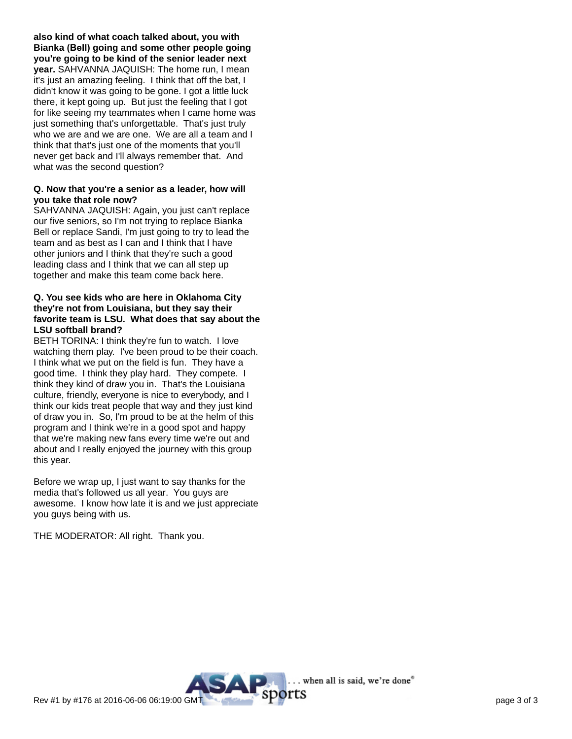**also kind of what coach talked about, you with Bianka (Bell) going and some other people going you're going to be kind of the senior leader next year.** SAHVANNA JAQUISH: The home run, I mean it's just an amazing feeling. I think that off the bat, I didn't know it was going to be gone. I got a little luck there, it kept going up. But just the feeling that I got for like seeing my teammates when I came home was just something that's unforgettable. That's just truly who we are and we are one. We are all a team and I think that that's just one of the moments that you'll never get back and I'll always remember that. And what was the second question?

**Q. Now that you're a senior as a leader, how will you take that role now?**

SAHVANNA JAQUISH: Again, you just can't replace our five seniors, so I'm not trying to replace Bianka Bell or replace Sandi, I'm just going to try to lead the team and as best as I can and I think that I have other juniors and I think that they're such a good leading class and I think that we can all step up together and make this team come back here.

**Q. You see kids who are here in Oklahoma City they're not from Louisiana, but they say their favorite team is LSU. What does that say about the LSU softball brand?**

BETH TORINA: I think they're fun to watch. I love watching them play. I've been proud to be their coach. I think what we put on the field is fun. They have a good time. I think they play hard. They compete. I think they kind of draw you in. That's the Louisiana culture, friendly, everyone is nice to everybody, and I think our kids treat people that way and they just kind of draw you in. So, I'm proud to be at the helm of this program and I think we're in a good spot and happy that we're making new fans every time we're out and about and I really enjoyed the journey with this group this year.

Before we wrap up, I just want to say thanks for the media that's followed us all year. You guys are awesome. I know how late it is and we just appreciate you guys being with us.

THE MODERATOR: All right. Thank you.